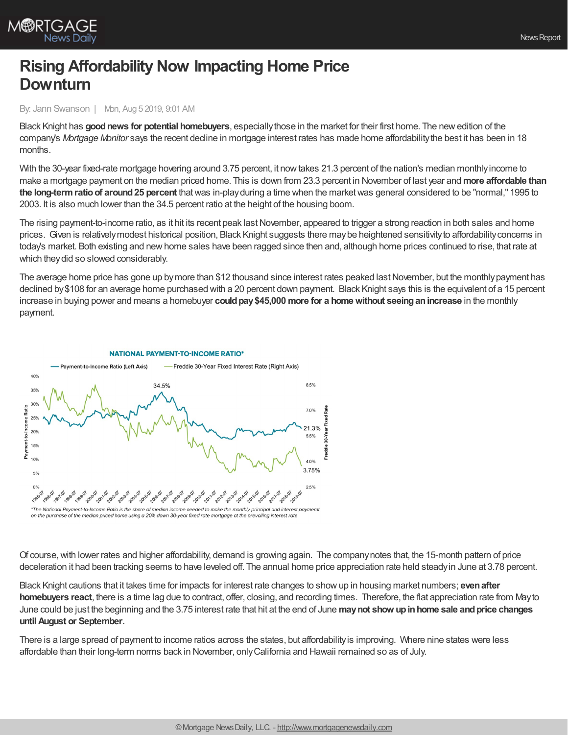# Rising Affordability Now Impacting Home Price Downturn

By: Jann Swanson | Mon, Aug 5 2019, 9:01 AM

Black Knight has **good news for potential homebuyers**, especially those in the market for their first home. The new edition of the company's *Mortgage Monitor* says the recent decline in mortgage interest rates has made home affordability the best it has been in 18 months.

With the 30-year fixed-rate mortgage hovering around 3.75 percent, it now takes 21.3 percent of the nation's median monthly income to make a mortgage payment on the median priced home. This is down from 23.3 percent in November of last year and **more affordable than the long-term ratio of around 25 percent** that was in-play during a time when the market was general considered to be "normal," 1995 to 2003. It is also much lower than the 34.5 percent ratio at the height of the housing boom.

The rising payment-to-income ratio, as it hit its recent peak last November, appeared to trigger a strong reaction in both sales and home prices. Given is relatively modest historical position, Black Knight suggests there may be heightened sensitivity to affordability concerns in today's market. Both existing and new home sales have been ragged since then and, although home prices continued to rise, that rate at which they did so slowed considerably.

The average home price has gone up by more than $12 thousand since interest rates peaked last November, but the monthly payment has declined by $108 for an average home purchased with a 20 percent down payment. Black Knight says this is the equivalent of a 15 percent increase in buying power and means a homebuyer **could pay $45,000 more for a home without seeing an increase** in the monthly payment.

**NATIONAL PAYMENT-TO-INCOME RATIO***

*The National Payment-to-Income Ratio is the share of median income needed to make the monthly principal and interest paymemt on the purchase of the median priced home using a 20% down 30-year fixed rate mortgage at the prevailing interest rate

Of course, with lower rates and higher affordability, demand is growing again. The company notes that, the 15-month pattern of price deceleration it had been tracking seems to have leveled off. The annual home price appreciation rate held steady in June at 3.78 percent.

Black Knight cautions that it takes time for impacts for interest rate changes to show up in housing market numbers; **even after homebuyers react**, there is a time lag due to contract, offer, closing, and recording times. Therefore, the flat appreciation rate from May to June could be just the beginning and the 3.75 interest rate that hit at the end of June **may not show up in home sale and price changes until August or September.**

There is a large spread of payment to income ratios across the states, but affordability is improving. Where nine states were less affordable than their long-term norms back in November, only California and Hawaii remained so as of July.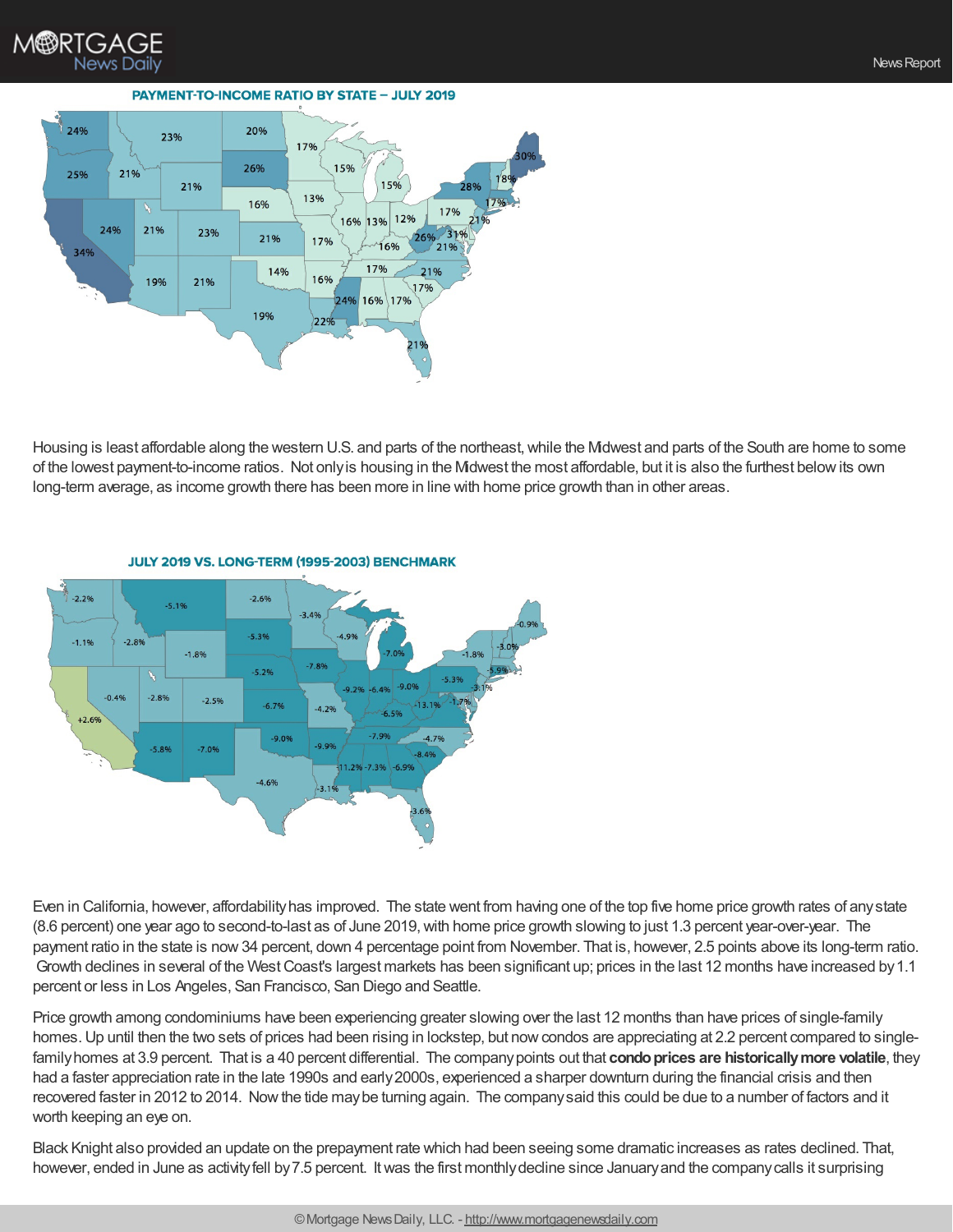PAYMENT-TO-INCOME RATIO BY STATE – JULY 2019

Housing is least affordable along the western U.S. and parts of the northeast, while the Midwest and parts of the South are home to some of the lowest payment-to-income ratios. Not only is housing in the Midwest the most affordable, but it is also the furthest below its own long-term average, as income growth there has been more in line with home price growth than in other areas.

JULY 2019 VS. LONG-TERM (1995-2003) BENCHMARK

Even in California, however, affordability has improved. The state went from having one of the top five home price growth rates of any state (8.6 percent) one year ago to second-to-last as of June 2019, with home price growth slowing to just 1.3 percent year-over-year. The payment ratio in the state is now 34 percent, down 4 percentage point from November. That is, however, 2.5 points above its long-term ratio. Growth declines in several of the West Coast's largest markets has been significant up; prices in the last 12 months have increased by 1.1 percent or less in Los Angeles, San Francisco, San Diego and Seattle.

Price growth among condominiums have been experiencing greater slowing over the last 12 months than have prices of single-family homes. Up until then the two sets of prices had been rising in lockstep, but now condos are appreciating at 2.2 percent compared to single-family homes at 3.9 percent. That is a 40 percent differential. The company points out that **condo prices are historically more volatile**, they had a faster appreciation rate in the late 1990s and early 2000s, experienced a sharper downturn during the financial crisis and then recovered faster in 2012 to 2014. Now the tide may be turning again. The company said this could be due to a number of factors and it worth keeping an eye on.

Black Knight also provided an update on the prepayment rate which had been seeing some dramatic increases as rates declined. That, however, ended in June as activity fell by 7.5 percent. It was the first monthly decline since January and the company calls it surprising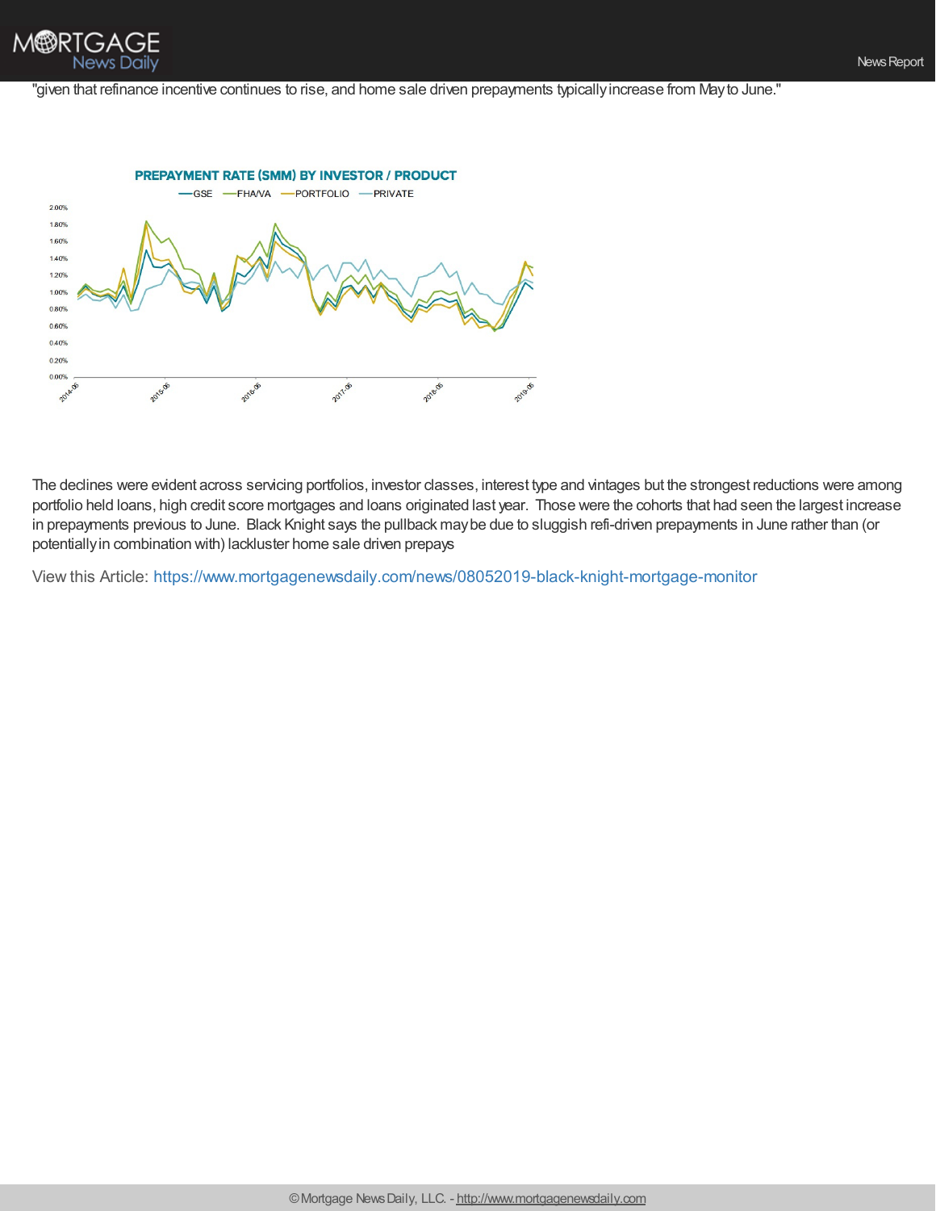"given that refinance incentive continues to rise, and home sale driven prepayments typically increase from May to June."

PREPAYMENT RATE (SMM) BY INVESTOR / PRODUCT

GSE
FHA/VA
PORTFOLIO
PRIVATE

2.00%
1.80%
1.60%
1.40%
1.20%
1.00%
0.80%
0.60%
0.40%
0.20%
0.00%

2014-06
2015-06
2016-06
2017-06
2018-06
2019-06

The declines were evident across servicing portfolios, investor classes, interest type and vintages but the strongest reductions were among portfolio held loans, high credit score mortgages and loans originated last year. Those were the cohorts that had seen the largest increase in prepayments previous to June. Black Knight says the pullback may be due to sluggish refi-driven prepayments in June rather than (or potentially in combination with) lackluster home sale driven prepays

View this Article: https://www.mortgagenewsdaily.com/news/08052019-black-knight-mortgage-monitor